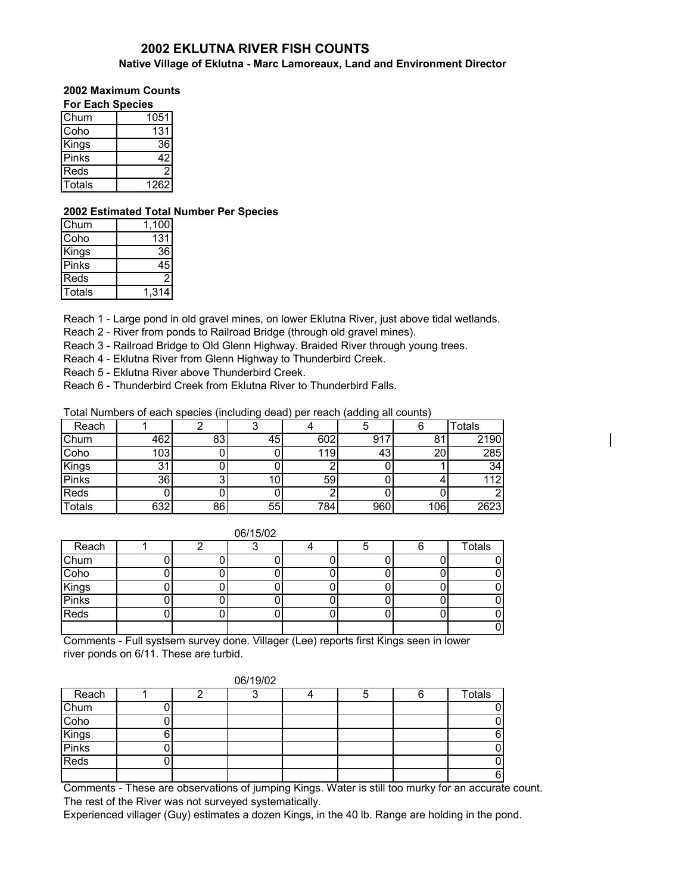# 2002 EKLUTNA RIVER FISH COUNTS

**Native Village of Eklutna - Marc Lamoreaux, Land and Environment Director**

**2002 Maximum Counts**
**For Each Species**

| | |
|---|---|
| Chum | 1051 |
| Coho | 131 |
| Kings | 36 |
| Pinks | 42 |
| Reds | 2 |
| Totals | 1262 |

**2002 Estimated Total Number Per Species**

| | |
|---|---|
| Chum | 1,100 |
| Coho | 131 |
| Kings | 36 |
| Pinks | 45 |
| Reds | 2 |
| Totals | 1,314 |

Reach 1 - Large pond in old gravel mines, on lower Eklutna River, just above tidal wetlands.
Reach 2 - River from ponds to Railroad Bridge (through old gravel mines).
Reach 3 - Railroad Bridge to Old Glenn Highway. Braided River through young trees.
Reach 4 - Eklutna River from Glenn Highway to Thunderbird Creek.
Reach 5 - Eklutna River above Thunderbird Creek.
Reach 6 - Thunderbird Creek from Eklutna River to Thunderbird Falls.

Total Numbers of each species (including dead) per reach (adding all counts)

| Reach | 1 | 2 | 3 | 4 | 5 | 6 | Totals |
|---|---|---|---|---|---|---|---|
| Chum | 462 | 83 | 45 | 602 | 917 | 81 | 2190 |
| Coho | 103 | 0 | 0 | 119 | 43 | 20 | 285 |
| Kings | 31 | 0 | 0 | 2 | 0 | 1 | 34 |
| Pinks | 36 | 3 | 10 | 59 | 0 | 4 | 112 |
| Reds | 0 | 0 | 0 | 2 | 0 | 0 | 2 |
| Totals | 632 | 86 | 55 | 784 | 960 | 106 | 2623 |

06/15/02

| Reach | 1 | 2 | 3 | 4 | 5 | 6 | Totals |
|---|---|---|---|---|---|---|---|
| Chum | 0 | 0 | 0 | 0 | 0 | 0 | 0 |
| Coho | 0 | 0 | 0 | 0 | 0 | 0 | 0 |
| Kings | 0 | 0 | 0 | 0 | 0 | 0 | 0 |
| Pinks | 0 | 0 | 0 | 0 | 0 | 0 | 0 |
| Reds | 0 | 0 | 0 | 0 | 0 | 0 | 0 |
| | | | | | | | 0 |

Comments - Full systsem survey done. Villager (Lee) reports first Kings seen in lower river ponds on 6/11. These are turbid.

06/19/02

| Reach | 1 | 2 | 3 | 4 | 5 | 6 | Totals |
|---|---|---|---|---|---|---|---|
| Chum | 0 | | | | | | 0 |
| Coho | 0 | | | | | | 0 |
| Kings | 6 | | | | | | 6 |
| Pinks | 0 | | | | | | 0 |
| Reds | 0 | | | | | | 0 |
| | | | | | | | 6 |

Comments - These are observations of jumping Kings. Water is still too murky for an accurate count.
The rest of the River was not surveyed systematically.
Experienced villager (Guy) estimates a dozen Kings, in the 40 lb. Range are holding in the pond.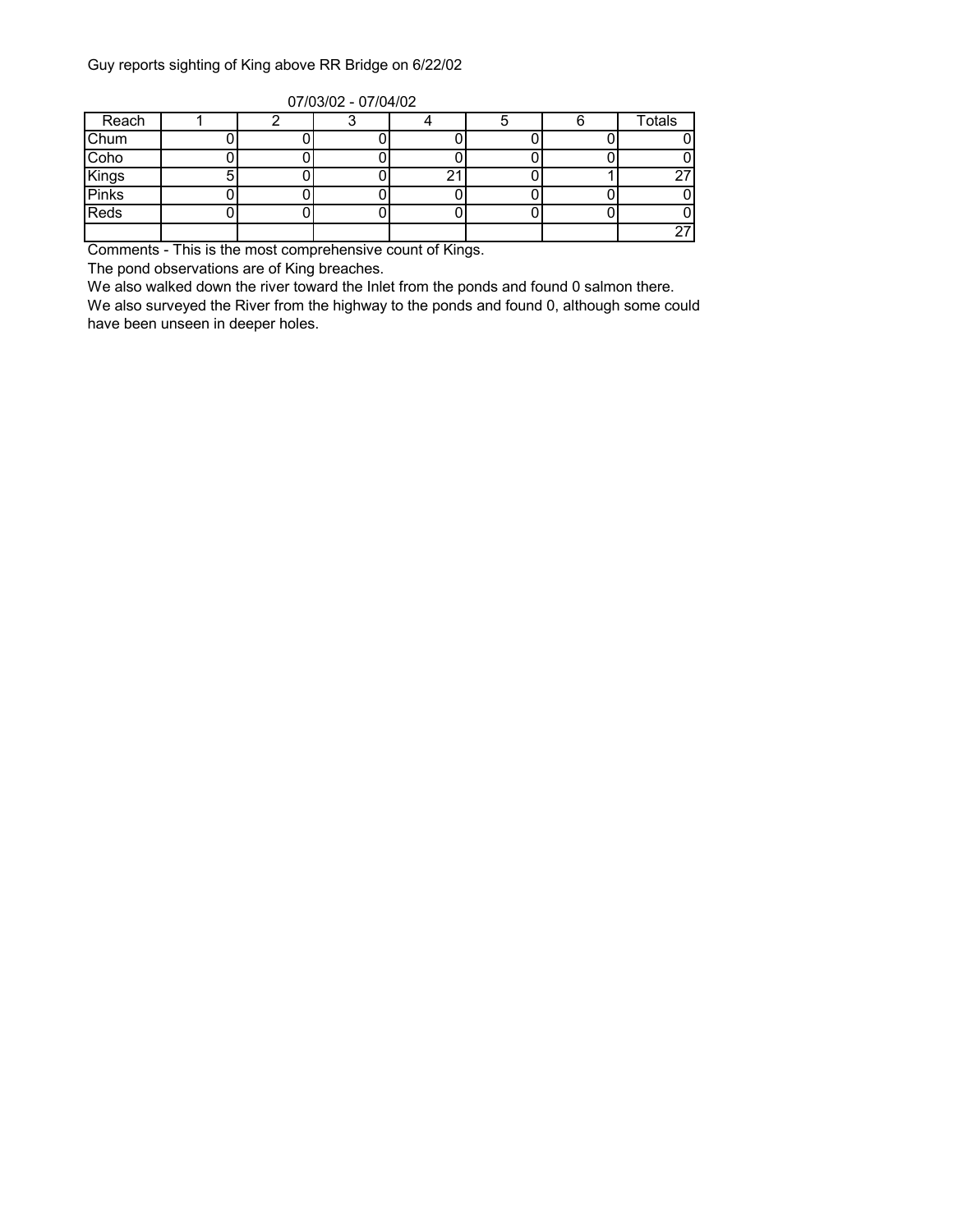Guy reports sighting of King above RR Bridge on 6/22/02

07/03/02 - 07/04/02

| Reach | 1 | 2 | 3 | 4 | 5 | 6 | Totals |
|---|---|---|---|---|---|---|---|
| Chum | 0 | 0 | 0 | 0 | 0 | 0 | 0 |
| Coho | 0 | 0 | 0 | 0 | 0 | 0 | 0 |
| Kings | 5 | 0 | 0 | 21 | 0 | 1 | 27 |
| Pinks | 0 | 0 | 0 | 0 | 0 | 0 | 0 |
| Reds | 0 | 0 | 0 | 0 | 0 | 0 | 0 |
| | | | | | | | 27 |

Comments - This is the most comprehensive count of Kings.

The pond observations are of King breaches.

We also walked down the river toward the Inlet from the ponds and found 0 salmon there.

We also surveyed the River from the highway to the ponds and found 0, although some could have been unseen in deeper holes.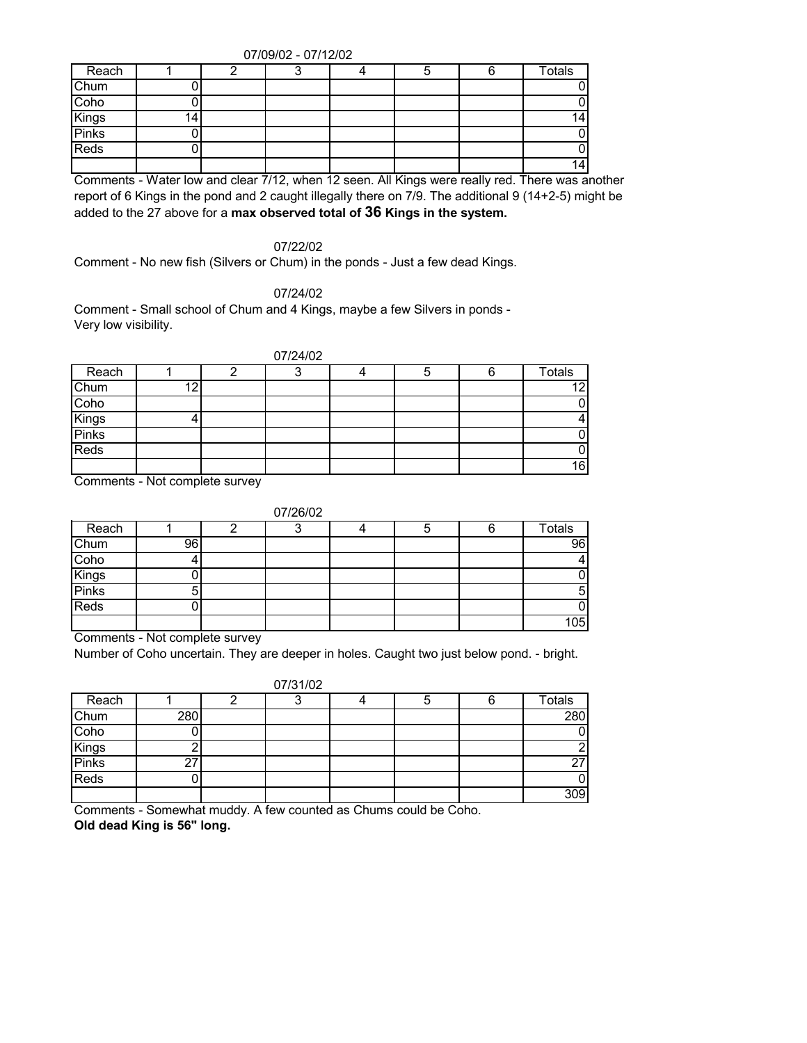07/09/02 - 07/12/02

| Reach | 1 | 2 | 3 | 4 | 5 | 6 | Totals |
|---|---|---|---|---|---|---|---|
| Chum | 0 | | | | | | 0 |
| Coho | 0 | | | | | | 0 |
| Kings | 14 | | | | | | 14 |
| Pinks | 0 | | | | | | 0 |
| Reds | 0 | | | | | | 0 |
| | | | | | | | 14 |

Comments - Water low and clear 7/12, when 12 seen. All Kings were really red. There was another report of 6 Kings in the pond and 2 caught illegally there on 7/9. The additional 9 (14+2-5) might be added to the 27 above for a **max observed total of 36 Kings in the system.**

07/22/02

Comment - No new fish (Silvers or Chum) in the ponds - Just a few dead Kings.

07/24/02

Comment - Small school of Chum and 4 Kings, maybe a few Silvers in ponds - Very low visibility.

07/24/02

| Reach | 1 | 2 | 3 | 4 | 5 | 6 | Totals |
|---|---|---|---|---|---|---|---|
| Chum | 12 | | | | | | 12 |
| Coho | | | | | | | 0 |
| Kings | 4 | | | | | | 4 |
| Pinks | | | | | | | 0 |
| Reds | | | | | | | 0 |
| | | | | | | | 16 |

Comments - Not complete survey

07/26/02

| Reach | 1 | 2 | 3 | 4 | 5 | 6 | Totals |
|---|---|---|---|---|---|---|---|
| Chum | 96 | | | | | | 96 |
| Coho | 4 | | | | | | 4 |
| Kings | 0 | | | | | | 0 |
| Pinks | 5 | | | | | | 5 |
| Reds | 0 | | | | | | 0 |
| | | | | | | | 105 |

Comments - Not complete survey
Number of Coho uncertain. They are deeper in holes. Caught two just below pond. - bright.

07/31/02

| Reach | 1 | 2 | 3 | 4 | 5 | 6 | Totals |
|---|---|---|---|---|---|---|---|
| Chum | 280 | | | | | | 280 |
| Coho | 0 | | | | | | 0 |
| Kings | 2 | | | | | | 2 |
| Pinks | 27 | | | | | | 27 |
| Reds | 0 | | | | | | 0 |
| | | | | | | | 309 |

Comments - Somewhat muddy. A few counted as Chums could be Coho.
**Old dead King is 56" long.**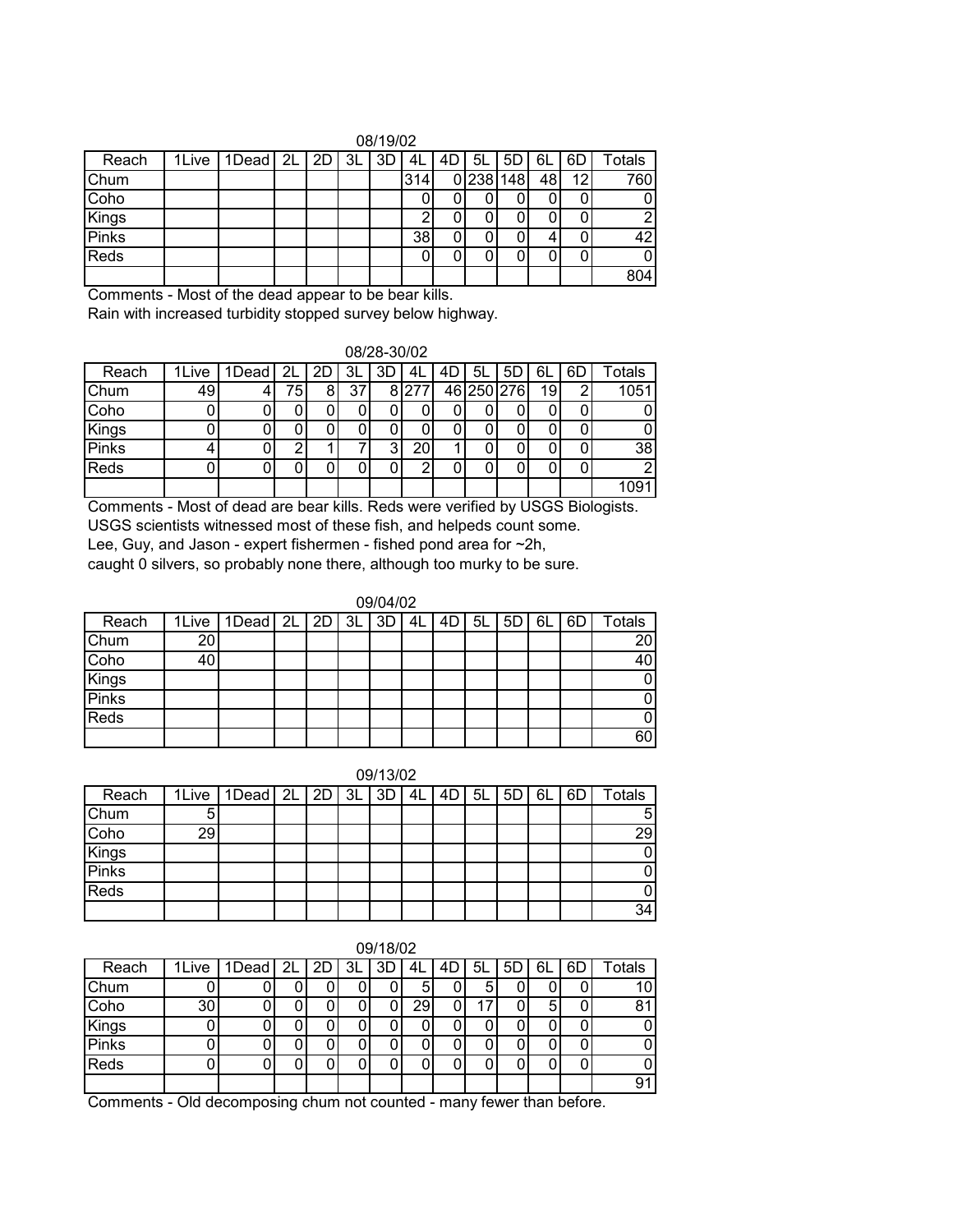08/19/02

| Reach | 1Live | 1Dead | 2L | 2D | 3L | 3D | 4L | 4D | 5L | 5D | 6L | 6D | Totals |
|---|---|---|---|---|---|---|---|---|---|---|---|---|---|
| Chum | | | | | | | 314 | 0 | 238 | 148 | 48 | 12 | 760 |
| Coho | | | | | | | 0 | 0 | 0 | 0 | 0 | 0 | 0 |
| Kings | | | | | | | 2 | 0 | 0 | 0 | 0 | 0 | 2 |
| Pinks | | | | | | | 38 | 0 | 0 | 0 | 4 | 0 | 42 |
| Reds | | | | | | | 0 | 0 | 0 | 0 | 0 | 0 | 0 |
| | | | | | | | | | | | | | 804 |

Comments - Most of the dead appear to be bear kills.
Rain with increased turbidity stopped survey below highway.

08/28-30/02

| Reach | 1Live | 1Dead | 2L | 2D | 3L | 3D | 4L | 4D | 5L | 5D | 6L | 6D | Totals |
|---|---|---|---|---|---|---|---|---|---|---|---|---|---|
| Chum | 49 | 4 | 75 | 8 | 37 | 8 | 277 | 46 | 250 | 276 | 19 | 2 | 1051 |
| Coho | 0 | 0 | 0 | 0 | 0 | 0 | 0 | 0 | 0 | 0 | 0 | 0 | 0 |
| Kings | 0 | 0 | 0 | 0 | 0 | 0 | 0 | 0 | 0 | 0 | 0 | 0 | 0 |
| Pinks | 4 | 0 | 2 | 1 | 7 | 3 | 20 | 1 | 0 | 0 | 0 | 0 | 38 |
| Reds | 0 | 0 | 0 | 0 | 0 | 0 | 2 | 0 | 0 | 0 | 0 | 0 | 2 |
| | | | | | | | | | | | | | 1091 |

Comments - Most of dead are bear kills. Reds were verified by USGS Biologists.
USGS scientists witnessed most of these fish, and helpeds count some.
Lee, Guy, and Jason - expert fishermen - fished pond area for ~2h,
caught 0 silvers, so probably none there, although too murky to be sure.

09/04/02

| Reach | 1Live | 1Dead | 2L | 2D | 3L | 3D | 4L | 4D | 5L | 5D | 6L | 6D | Totals |
|---|---|---|---|---|---|---|---|---|---|---|---|---|---|
| Chum | 20 | | | | | | | | | | | | 20 |
| Coho | 40 | | | | | | | | | | | | 40 |
| Kings | | | | | | | | | | | | | 0 |
| Pinks | | | | | | | | | | | | | 0 |
| Reds | | | | | | | | | | | | | 0 |
| | | | | | | | | | | | | | 60 |

09/13/02

| Reach | 1Live | 1Dead | 2L | 2D | 3L | 3D | 4L | 4D | 5L | 5D | 6L | 6D | Totals |
|---|---|---|---|---|---|---|---|---|---|---|---|---|---|
| Chum | 5 | | | | | | | | | | | | 5 |
| Coho | 29 | | | | | | | | | | | | 29 |
| Kings | | | | | | | | | | | | | 0 |
| Pinks | | | | | | | | | | | | | 0 |
| Reds | | | | | | | | | | | | | 0 |
| | | | | | | | | | | | | | 34 |

09/18/02

| Reach | 1Live | 1Dead | 2L | 2D | 3L | 3D | 4L | 4D | 5L | 5D | 6L | 6D | Totals |
|---|---|---|---|---|---|---|---|---|---|---|---|---|---|
| Chum | 0 | 0 | 0 | 0 | 0 | 0 | 5 | 0 | 5 | 0 | 0 | 0 | 10 |
| Coho | 30 | 0 | 0 | 0 | 0 | 0 | 29 | 0 | 17 | 0 | 5 | 0 | 81 |
| Kings | 0 | 0 | 0 | 0 | 0 | 0 | 0 | 0 | 0 | 0 | 0 | 0 | 0 |
| Pinks | 0 | 0 | 0 | 0 | 0 | 0 | 0 | 0 | 0 | 0 | 0 | 0 | 0 |
| Reds | 0 | 0 | 0 | 0 | 0 | 0 | 0 | 0 | 0 | 0 | 0 | 0 | 0 |
| | | | | | | | | | | | | | 91 |

Comments - Old decomposing chum not counted - many fewer than before.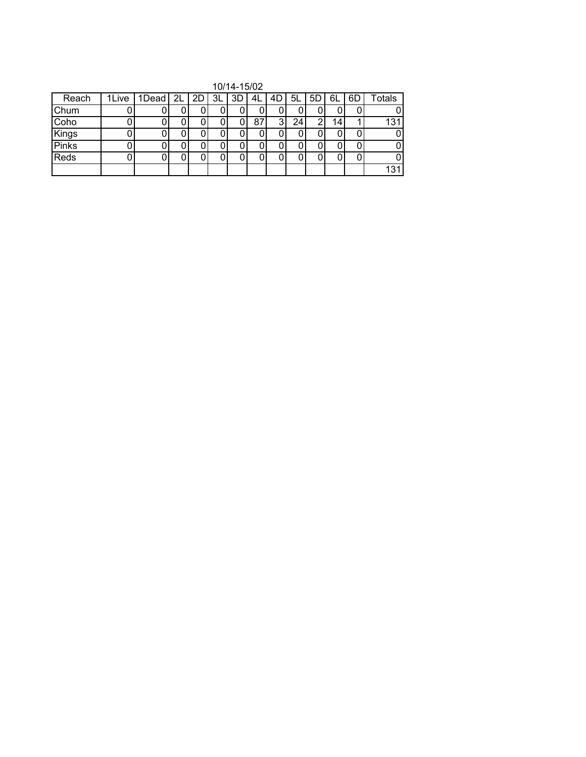10/14-15/02

| Reach | 1Live | 1Dead | 2L | 2D | 3L | 3D | 4L | 4D | 5L | 5D | 6L | 6D | Totals |
|---|---|---|---|---|---|---|---|---|---|---|---|---|---|
| Chum | 0 | 0 | 0 | 0 | 0 | 0 | 0 | 0 | 0 | 0 | 0 | 0 | 0 |
| Coho | 0 | 0 | 0 | 0 | 0 | 0 | 87 | 3 | 24 | 2 | 14 | 1 | 131 |
| Kings | 0 | 0 | 0 | 0 | 0 | 0 | 0 | 0 | 0 | 0 | 0 | 0 | 0 |
| Pinks | 0 | 0 | 0 | 0 | 0 | 0 | 0 | 0 | 0 | 0 | 0 | 0 | 0 |
| Reds | 0 | 0 | 0 | 0 | 0 | 0 | 0 | 0 | 0 | 0 | 0 | 0 | 0 |
| | | | | | | | | | | | | | 131 |